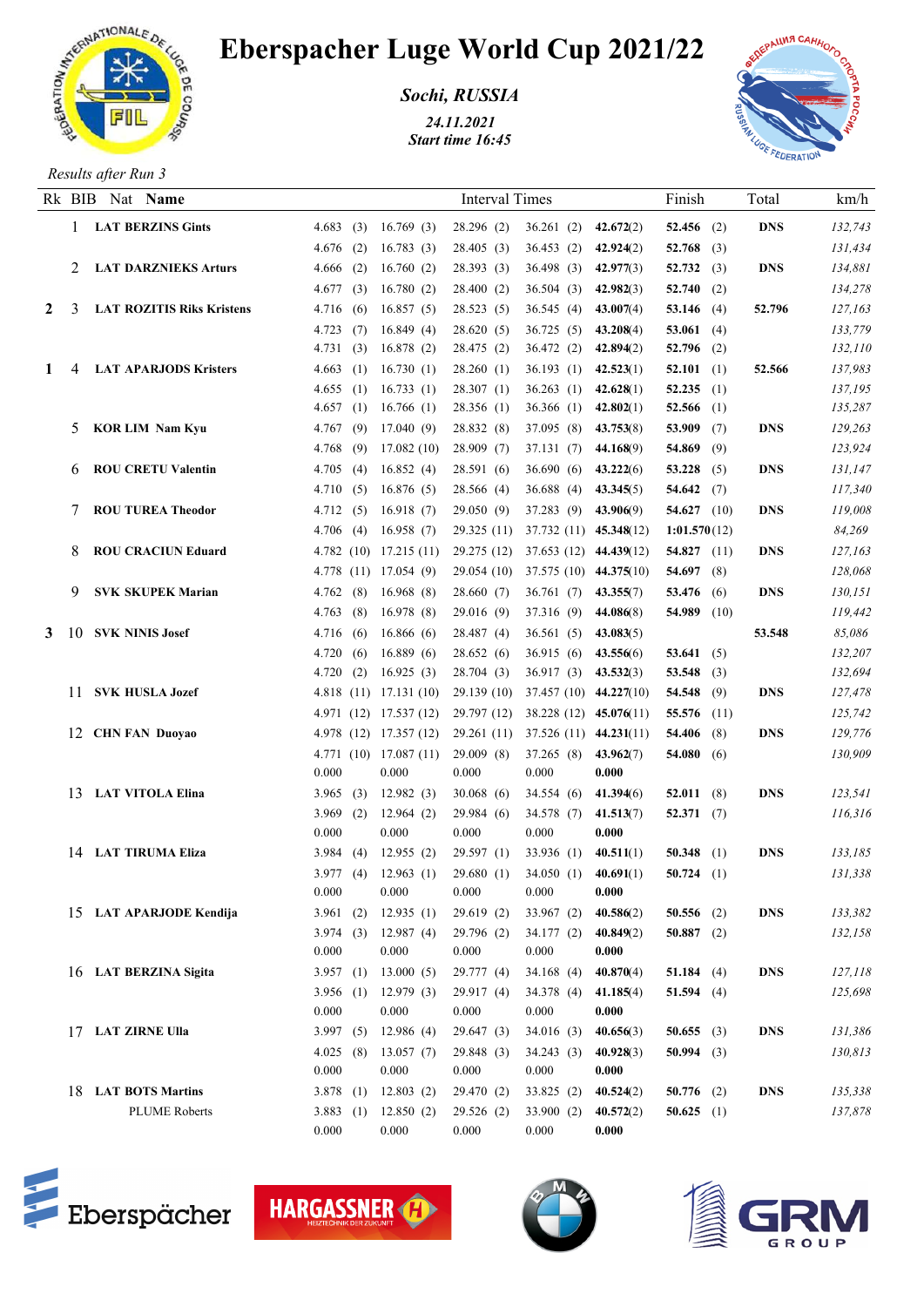# Eberspacher Luge World Cup 2021/22

***Sochi, RUSSIA***

*24.11.2021*
*Start time 16:45*

*Results after Run 3*

| Rk | BIB | Nat | Name | Interval Times | | | | | Finish | Total | km/h |
|---|---|---|---|---|---|---|---|---|---|---|---|
| | 1 | LAT | **BERZINS Gints** | 4.683 (3) | 16.769 (3) | 28.296 (2) | 36.261 (2) | **42.672**(2) | **52.456** (2) | **DNS** | *132,743* |
| | | | | 4.676 (2) | 16.783 (3) | 28.405 (3) | 36.453 (2) | **42.924**(2) | **52.768** (3) | | *131,434* |
| | 2 | LAT | **DARZNIEKS Arturs** | 4.666 (2) | 16.760 (2) | 28.393 (3) | 36.498 (3) | **42.977**(3) | **52.732** (3) | **DNS** | *134,881* |
| | | | | 4.677 (3) | 16.780 (2) | 28.400 (2) | 36.504 (3) | **42.982**(3) | **52.740** (2) | | *134,278* |
| **2** | 3 | LAT | **ROZITIS Riks Kristens** | 4.716 (6) | 16.857 (5) | 28.523 (5) | 36.545 (4) | **43.007**(4) | **53.146** (4) | **52.796** | *127,163* |
| | | | | 4.723 (7) | 16.849 (4) | 28.620 (5) | 36.725 (5) | **43.208**(4) | **53.061** (4) | | *133,779* |
| | | | | 4.731 (3) | 16.878 (2) | 28.475 (2) | 36.472 (2) | **42.894**(2) | **52.796** (2) | | *132,110* |
| **1** | 4 | LAT | **APARJODS Kristers** | 4.663 (1) | 16.730 (1) | 28.260 (1) | 36.193 (1) | **42.523**(1) | **52.101** (1) | **52.566** | *137,983* |
| | | | | 4.655 (1) | 16.733 (1) | 28.307 (1) | 36.263 (1) | **42.628**(1) | **52.235** (1) | | *137,195* |
| | | | | 4.657 (1) | 16.766 (1) | 28.356 (1) | 36.366 (1) | **42.802**(1) | **52.566** (1) | | *135,287* |
| | 5 | KOR | **LIM Nam Kyu** | 4.767 (9) | 17.040 (9) | 28.832 (8) | 37.095 (8) | **43.753**(8) | **53.909** (7) | **DNS** | *129,263* |
| | | | | 4.768 (9) | 17.082 (10) | 28.909 (7) | 37.131 (7) | **44.168**(9) | **54.869** (9) | | *123,924* |
| | 6 | ROU | **CRETU Valentin** | 4.705 (4) | 16.852 (4) | 28.591 (6) | 36.690 (6) | **43.222**(6) | **53.228** (5) | **DNS** | *131,147* |
| | | | | 4.710 (5) | 16.876 (5) | 28.566 (4) | 36.688 (4) | **43.345**(5) | **54.642** (7) | | *117,340* |
| | 7 | ROU | **TUREA Theodor** | 4.712 (5) | 16.918 (7) | 29.050 (9) | 37.283 (9) | **43.906**(9) | **54.627** (10) | **DNS** | *119,008* |
| | | | | 4.706 (4) | 16.958 (7) | 29.325 (11) | 37.732 (11) | **45.348**(12) | **1:01.570**(12) | | *84,269* |
| | 8 | ROU | **CRACIUN Eduard** | 4.782 (10) | 17.215 (11) | 29.275 (12) | 37.653 (12) | **44.439**(12) | **54.827** (11) | **DNS** | *127,163* |
| | | | | 4.778 (11) | 17.054 (9) | 29.054 (10) | 37.575 (10) | **44.375**(10) | **54.697** (8) | | *128,068* |
| | 9 | SVK | **SKUPEK Marian** | 4.762 (8) | 16.968 (8) | 28.660 (7) | 36.761 (7) | **43.355**(7) | **53.476** (6) | **DNS** | *130,151* |
| | | | | 4.763 (8) | 16.978 (8) | 29.016 (9) | 37.316 (9) | **44.086**(8) | **54.989** (10) | | *119,442* |
| **3** | 10 | SVK | **NINIS Josef** | 4.716 (6) | 16.866 (6) | 28.487 (4) | 36.561 (5) | **43.083**(5) | | **53.548** | *85,086* |
| | | | | 4.720 (6) | 16.889 (6) | 28.652 (6) | 36.915 (6) | **43.556**(6) | **53.641** (5) | | *132,207* |
| | | | | 4.720 (2) | 16.925 (3) | 28.704 (3) | 36.917 (3) | **43.532**(3) | **53.548** (3) | | *132,694* |
| | 11 | SVK | **HUSLA Jozef** | 4.818 (11) | 17.131 (10) | 29.139 (10) | 37.457 (10) | **44.227**(10) | **54.548** (9) | **DNS** | *127,478* |
| | | | | 4.971 (12) | 17.537 (12) | 29.797 (12) | 38.228 (12) | **45.076**(11) | **55.576** (11) | | *125,742* |
| | 12 | CHN | **FAN Duoyao** | 4.978 (12) | 17.357 (12) | 29.261 (11) | 37.526 (11) | **44.231**(11) | **54.406** (8) | **DNS** | *129,776* |
| | | | | 4.771 (10) | 17.087 (11) | 29.009 (8) | 37.265 (8) | **43.962**(7) | **54.080** (6) | | *130,909* |
| | | | | 0.000 | 0.000 | 0.000 | 0.000 | **0.000** | | | |
| | 13 | LAT | **VITOLA Elina** | 3.965 (3) | 12.982 (3) | 30.068 (6) | 34.554 (6) | **41.394**(6) | **52.011** (8) | **DNS** | *123,541* |
| | | | | 3.969 (2) | 12.964 (2) | 29.984 (6) | 34.578 (7) | **41.513**(7) | **52.371** (7) | | *116,316* |
| | | | | 0.000 | 0.000 | 0.000 | 0.000 | **0.000** | | | |
| | 14 | LAT | **TIRUMA Eliza** | 3.984 (4) | 12.955 (2) | 29.597 (1) | 33.936 (1) | **40.511**(1) | **50.348** (1) | **DNS** | *133,185* |
| | | | | 3.977 (4) | 12.963 (1) | 29.680 (1) | 34.050 (1) | **40.691**(1) | **50.724** (1) | | *131,338* |
| | | | | 0.000 | 0.000 | 0.000 | 0.000 | **0.000** | | | |
| | 15 | LAT | **APARJODE Kendija** | 3.961 (2) | 12.935 (1) | 29.619 (2) | 33.967 (2) | **40.586**(2) | **50.556** (2) | **DNS** | *133,382* |
| | | | | 3.974 (3) | 12.987 (4) | 29.796 (2) | 34.177 (2) | **40.849**(2) | **50.887** (2) | | *132,158* |
| | | | | 0.000 | 0.000 | 0.000 | 0.000 | **0.000** | | | |
| | 16 | LAT | **BERZINA Sigita** | 3.957 (1) | 13.000 (5) | 29.777 (4) | 34.168 (4) | **40.870**(4) | **51.184** (4) | **DNS** | *127,118* |
| | | | | 3.956 (1) | 12.979 (3) | 29.917 (4) | 34.378 (4) | **41.185**(4) | **51.594** (4) | | *125,698* |
| | | | | 0.000 | 0.000 | 0.000 | 0.000 | **0.000** | | | |
| | 17 | LAT | **ZIRNE Ulla** | 3.997 (5) | 12.986 (4) | 29.647 (3) | 34.016 (3) | **40.656**(3) | **50.655** (3) | **DNS** | *131,386* |
| | | | | 4.025 (8) | 13.057 (7) | 29.848 (3) | 34.243 (3) | **40.928**(3) | **50.994** (3) | | *130,813* |
| | | | | 0.000 | 0.000 | 0.000 | 0.000 | **0.000** | | | |
| | 18 | LAT | **BOTS Martins** | 3.878 (1) | 12.803 (2) | 29.470 (2) | 33.825 (2) | **40.524**(2) | **50.776** (2) | **DNS** | *135,338* |
| | | | PLUME Roberts | 3.883 (1) | 12.850 (2) | 29.526 (2) | 33.900 (2) | **40.572**(2) | **50.625** (1) | | *137,878* |
| | | | | 0.000 | 0.000 | 0.000 | 0.000 | **0.000** | | | |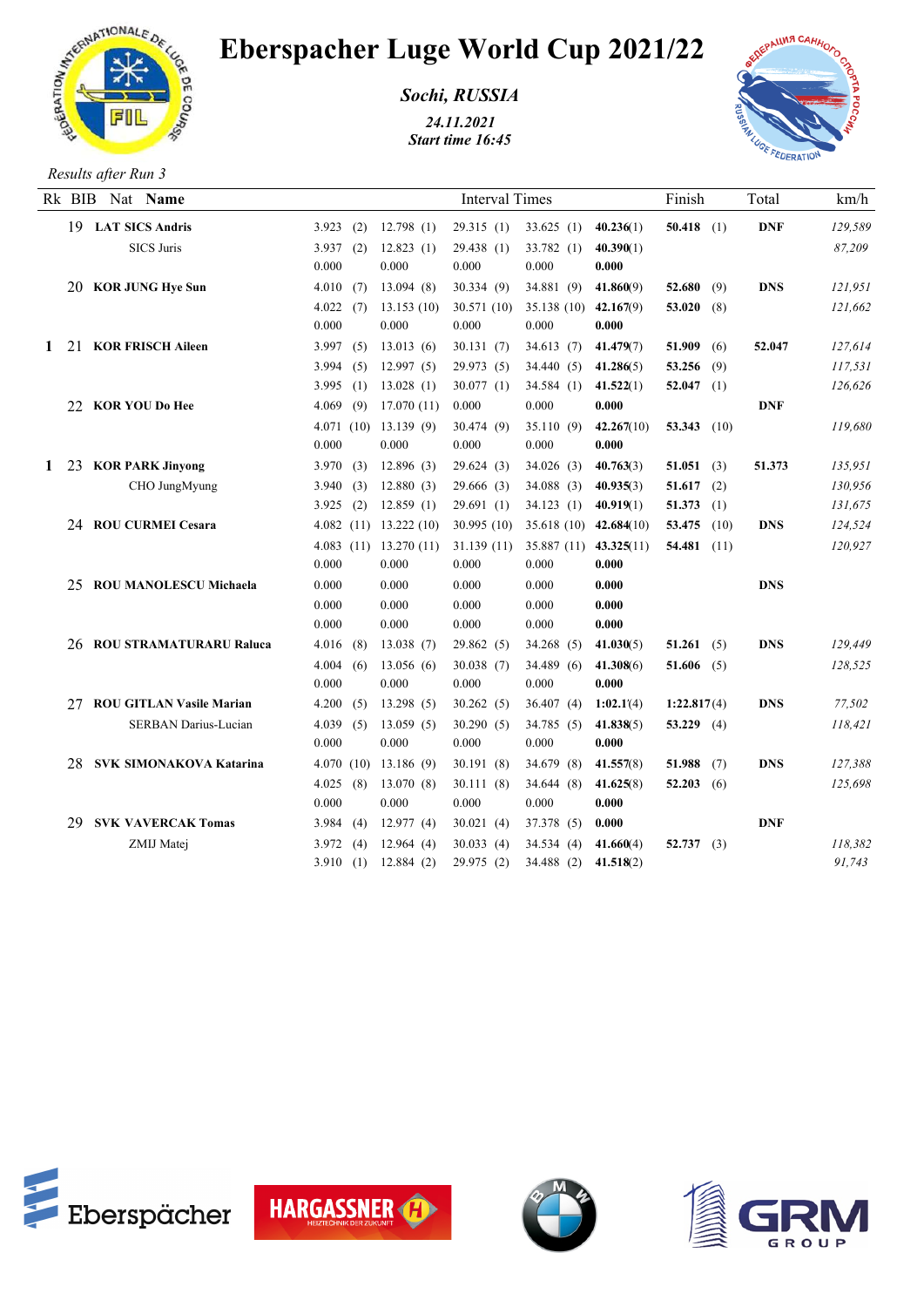# Eberspacher Luge World Cup 2021/22

***Sochi, RUSSIA***

*24.11.2021*
*Start time 16:45*

*Results after Run 3*

| Rk | BIB | Nat | Name | Interval Times | | | | | Finish | Total | km/h |
|---|---|---|---|---|---|---|---|---|---|---|---|
| | 19 | LAT | **SICS Andris** | 3.923 (2) | 12.798 (1) | 29.315 (1) | 33.625 (1) | **40.236**(1) | **50.418** (1) | **DNF** | *129,589* |
| | | | SICS Juris | 3.937 (2) | 12.823 (1) | 29.438 (1) | 33.782 (1) | **40.390**(1) | | | *87,209* |
| | | | | 0.000 | 0.000 | 0.000 | 0.000 | **0.000** | | | |
| | 20 | KOR | **JUNG Hye Sun** | 4.010 (7) | 13.094 (8) | 30.334 (9) | 34.881 (9) | **41.860**(9) | **52.680** (9) | **DNS** | *121,951* |
| | | | | 4.022 (7) | 13.153 (10) | 30.571 (10) | 35.138 (10) | **42.167**(9) | **53.020** (8) | | *121,662* |
| | | | | 0.000 | 0.000 | 0.000 | 0.000 | **0.000** | | | |
| **1** | 21 | KOR | **FRISCH Aileen** | 3.997 (5) | 13.013 (6) | 30.131 (7) | 34.613 (7) | **41.479**(7) | **51.909** (6) | **52.047** | *127,614* |
| | | | | 3.994 (5) | 12.997 (5) | 29.973 (5) | 34.440 (5) | **41.286**(5) | **53.256** (9) | | *117,531* |
| | | | | 3.995 (1) | 13.028 (1) | 30.077 (1) | 34.584 (1) | **41.522**(1) | **52.047** (1) | | *126,626* |
| | 22 | KOR | **YOU Do Hee** | 4.069 (9) | 17.070 (11) | 0.000 | 0.000 | **0.000** | | **DNF** | |
| | | | | 4.071 (10) | 13.139 (9) | 30.474 (9) | 35.110 (9) | **42.267**(10) | **53.343** (10) | | *119,680* |
| | | | | 0.000 | 0.000 | 0.000 | 0.000 | **0.000** | | | |
| **1** | 23 | KOR | **PARK Jinyong** | 3.970 (3) | 12.896 (3) | 29.624 (3) | 34.026 (3) | **40.763**(3) | **51.051** (3) | **51.373** | *135,951* |
| | | | CHO JungMyung | 3.940 (3) | 12.880 (3) | 29.666 (3) | 34.088 (3) | **40.935**(3) | **51.617** (2) | | *130,956* |
| | | | | 3.925 (2) | 12.859 (1) | 29.691 (1) | 34.123 (1) | **40.919**(1) | **51.373** (1) | | *131,675* |
| | 24 | ROU | **CURMEI Cesara** | 4.082 (11) | 13.222 (10) | 30.995 (10) | 35.618 (10) | **42.684**(10) | **53.475** (10) | **DNS** | *124,524* |
| | | | | 4.083 (11) | 13.270 (11) | 31.139 (11) | 35.887 (11) | **43.325**(11) | **54.481** (11) | | *120,927* |
| | | | | 0.000 | 0.000 | 0.000 | 0.000 | **0.000** | | | |
| | 25 | ROU | **MANOLESCU Michaela** | 0.000 | 0.000 | 0.000 | 0.000 | **0.000** | | **DNS** | |
| | | | | 0.000 | 0.000 | 0.000 | 0.000 | **0.000** | | | |
| | | | | 0.000 | 0.000 | 0.000 | 0.000 | **0.000** | | | |
| | 26 | ROU | **STRAMATURARU Raluca** | 4.016 (8) | 13.038 (7) | 29.862 (5) | 34.268 (5) | **41.030**(5) | **51.261** (5) | **DNS** | *129,449* |
| | | | | 4.004 (6) | 13.056 (6) | 30.038 (7) | 34.489 (6) | **41.308**(6) | **51.606** (5) | | *128,525* |
| | | | | 0.000 | 0.000 | 0.000 | 0.000 | **0.000** | | | |
| | 27 | ROU | **GITLAN Vasile Marian** | 4.200 (5) | 13.298 (5) | 30.262 (5) | 36.407 (4) | **1:02.1**(4) | **1:22.817**(4) | **DNS** | *77,502* |
| | | | SERBAN Darius-Lucian | 4.039 (5) | 13.059 (5) | 30.290 (5) | 34.785 (5) | **41.838**(5) | **53.229** (4) | | *118,421* |
| | | | | 0.000 | 0.000 | 0.000 | 0.000 | **0.000** | | | |
| | 28 | SVK | **SIMONAKOVA Katarina** | 4.070 (10) | 13.186 (9) | 30.191 (8) | 34.679 (8) | **41.557**(8) | **51.988** (7) | **DNS** | *127,388* |
| | | | | 4.025 (8) | 13.070 (8) | 30.111 (8) | 34.644 (8) | **41.625**(8) | **52.203** (6) | | *125,698* |
| | | | | 0.000 | 0.000 | 0.000 | 0.000 | **0.000** | | | |
| | 29 | SVK | **VAVERCAK Tomas** | 3.984 (4) | 12.977 (4) | 30.021 (4) | 37.378 (5) | **0.000** | | **DNF** | |
| | | | ZMIJ Matej | 3.972 (4) | 12.964 (4) | 30.033 (4) | 34.534 (4) | **41.660**(4) | **52.737** (3) | | *118,382* |
| | | | | 3.910 (1) | 12.884 (2) | 29.975 (2) | 34.488 (2) | **41.518**(2) | | | *91,743* |